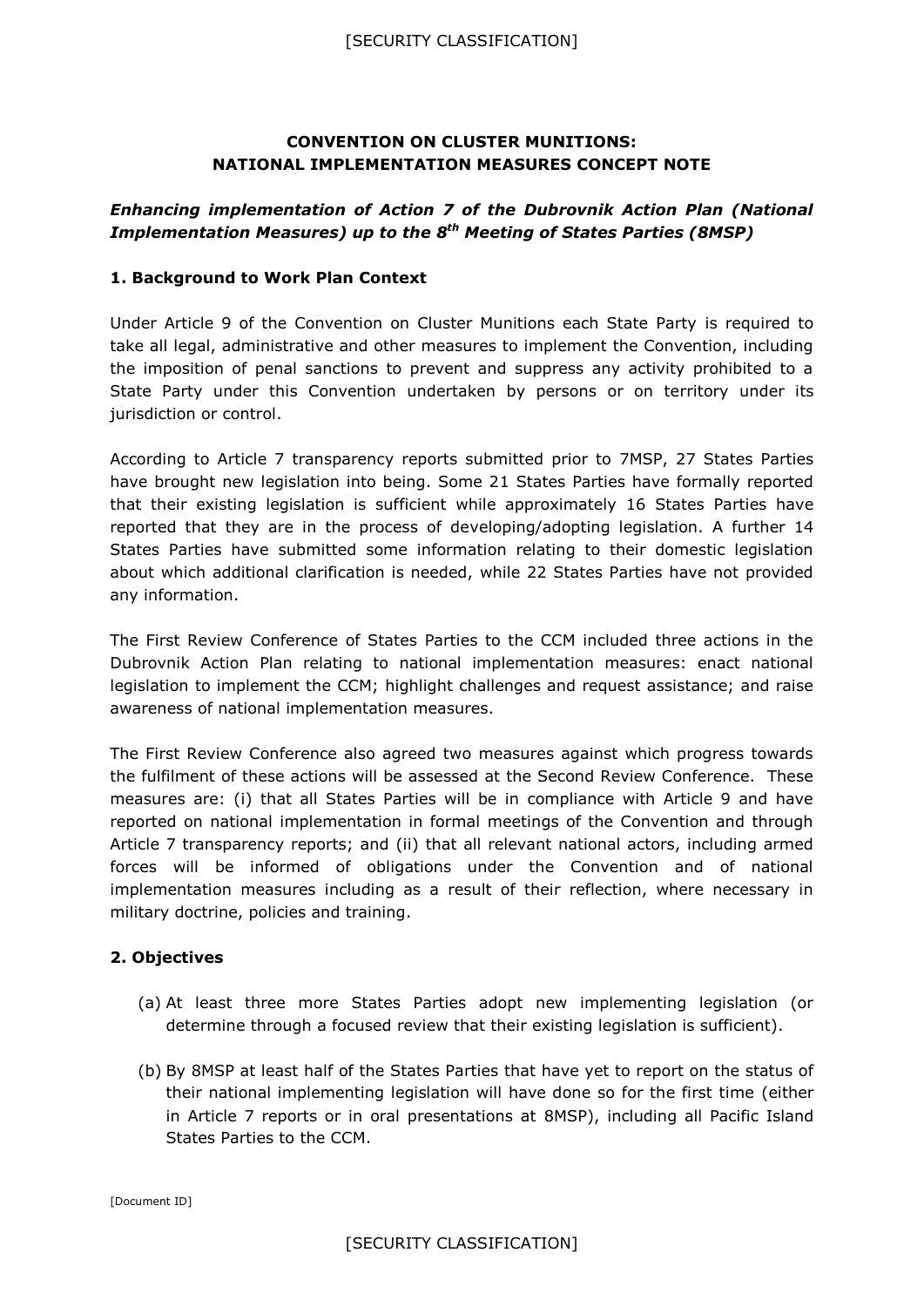# CONVENTION ON CLUSTER MUNITIONS: NATIONAL IMPLEMENTATION MEASURES CONCEPT NOTE

***Enhancing implementation of Action 7 of the Dubrovnik Action Plan (National Implementation Measures) up to the 8th Meeting of States Parties (8MSP)***

## 1. Background to Work Plan Context

Under Article 9 of the Convention on Cluster Munitions each State Party is required to take all legal, administrative and other measures to implement the Convention, including the imposition of penal sanctions to prevent and suppress any activity prohibited to a State Party under this Convention undertaken by persons or on territory under its jurisdiction or control.

According to Article 7 transparency reports submitted prior to 7MSP, 27 States Parties have brought new legislation into being. Some 21 States Parties have formally reported that their existing legislation is sufficient while approximately 16 States Parties have reported that they are in the process of developing/adopting legislation. A further 14 States Parties have submitted some information relating to their domestic legislation about which additional clarification is needed, while 22 States Parties have not provided any information.

The First Review Conference of States Parties to the CCM included three actions in the Dubrovnik Action Plan relating to national implementation measures: enact national legislation to implement the CCM; highlight challenges and request assistance; and raise awareness of national implementation measures.

The First Review Conference also agreed two measures against which progress towards the fulfilment of these actions will be assessed at the Second Review Conference. These measures are: (i) that all States Parties will be in compliance with Article 9 and have reported on national implementation in formal meetings of the Convention and through Article 7 transparency reports; and (ii) that all relevant national actors, including armed forces will be informed of obligations under the Convention and of national implementation measures including as a result of their reflection, where necessary in military doctrine, policies and training.

## 2. Objectives

(a) At least three more States Parties adopt new implementing legislation (or determine through a focused review that their existing legislation is sufficient).

(b) By 8MSP at least half of the States Parties that have yet to report on the status of their national implementing legislation will have done so for the first time (either in Article 7 reports or in oral presentations at 8MSP), including all Pacific Island States Parties to the CCM.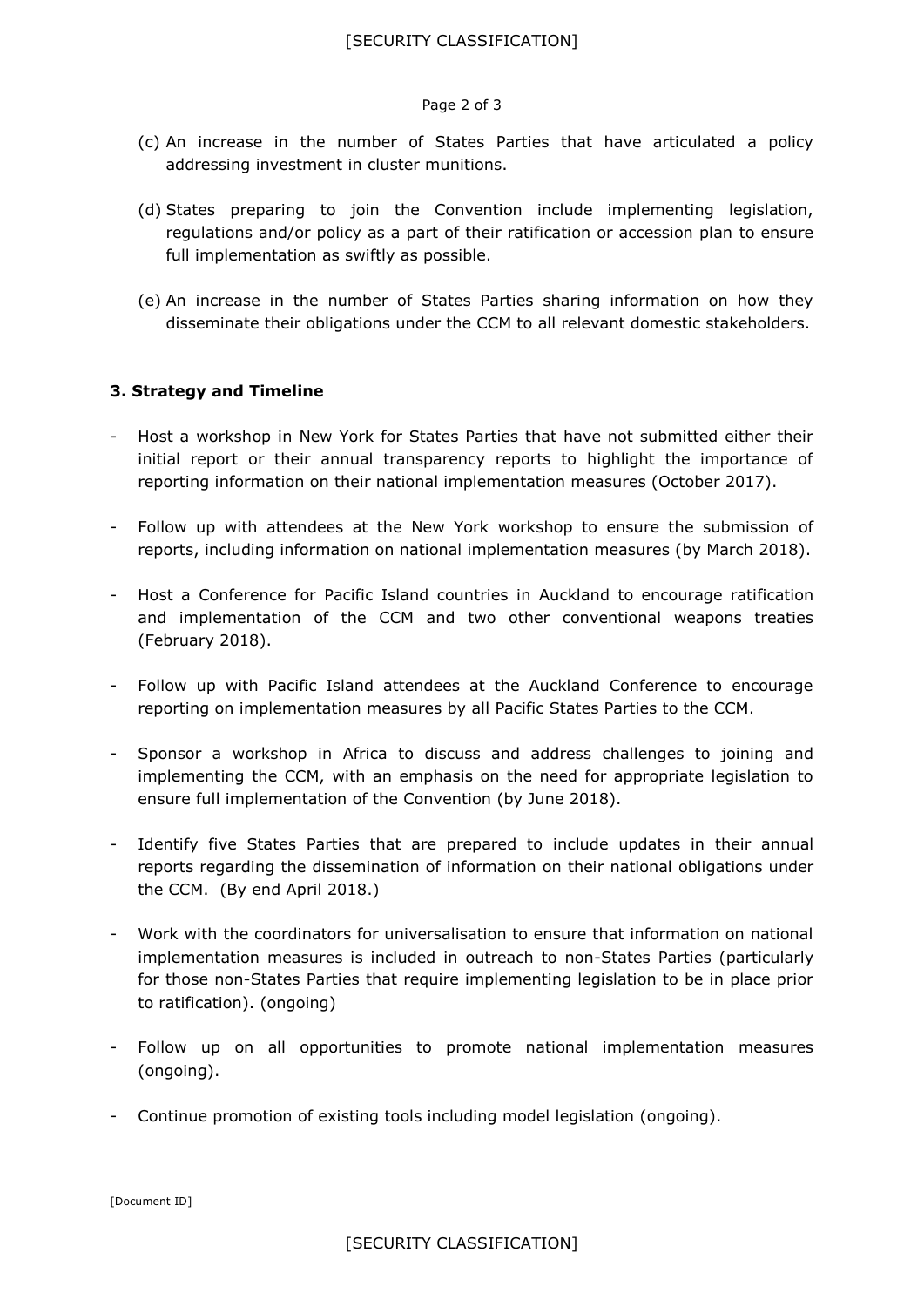(c) An increase in the number of States Parties that have articulated a policy addressing investment in cluster munitions.

(d) States preparing to join the Convention include implementing legislation, regulations and/or policy as a part of their ratification or accession plan to ensure full implementation as swiftly as possible.

(e) An increase in the number of States Parties sharing information on how they disseminate their obligations under the CCM to all relevant domestic stakeholders.

**3. Strategy and Timeline**

- Host a workshop in New York for States Parties that have not submitted either their initial report or their annual transparency reports to highlight the importance of reporting information on their national implementation measures (October 2017).
- Follow up with attendees at the New York workshop to ensure the submission of reports, including information on national implementation measures (by March 2018).
- Host a Conference for Pacific Island countries in Auckland to encourage ratification and implementation of the CCM and two other conventional weapons treaties (February 2018).
- Follow up with Pacific Island attendees at the Auckland Conference to encourage reporting on implementation measures by all Pacific States Parties to the CCM.
- Sponsor a workshop in Africa to discuss and address challenges to joining and implementing the CCM, with an emphasis on the need for appropriate legislation to ensure full implementation of the Convention (by June 2018).
- Identify five States Parties that are prepared to include updates in their annual reports regarding the dissemination of information on their national obligations under the CCM. (By end April 2018.)
- Work with the coordinators for universalisation to ensure that information on national implementation measures is included in outreach to non-States Parties (particularly for those non-States Parties that require implementing legislation to be in place prior to ratification). (ongoing)
- Follow up on all opportunities to promote national implementation measures (ongoing).
- Continue promotion of existing tools including model legislation (ongoing).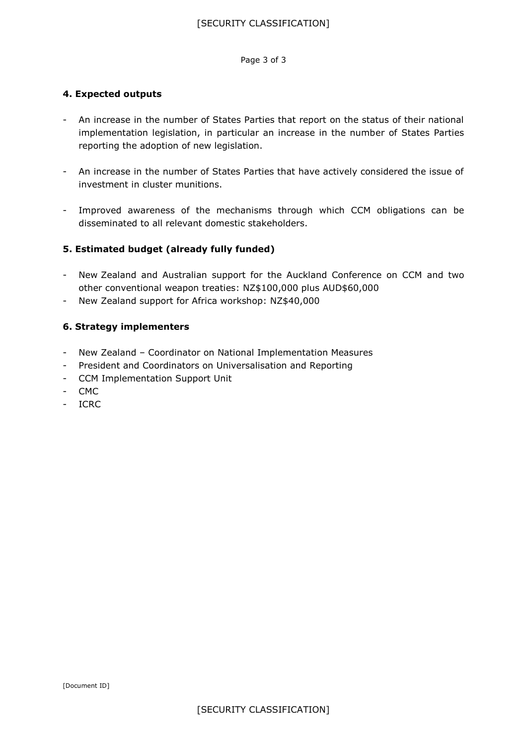**4. Expected outputs**

- An increase in the number of States Parties that report on the status of their national implementation legislation, in particular an increase in the number of States Parties reporting the adoption of new legislation.

- An increase in the number of States Parties that have actively considered the issue of investment in cluster munitions.

- Improved awareness of the mechanisms through which CCM obligations can be disseminated to all relevant domestic stakeholders.

**5. Estimated budget (already fully funded)**

- New Zealand and Australian support for the Auckland Conference on CCM and two other conventional weapon treaties: NZ$100,000 plus AUD$60,000
- New Zealand support for Africa workshop: NZ$40,000

**6. Strategy implementers**

- New Zealand – Coordinator on National Implementation Measures
- President and Coordinators on Universalisation and Reporting
- CCM Implementation Support Unit
- CMC
- ICRC